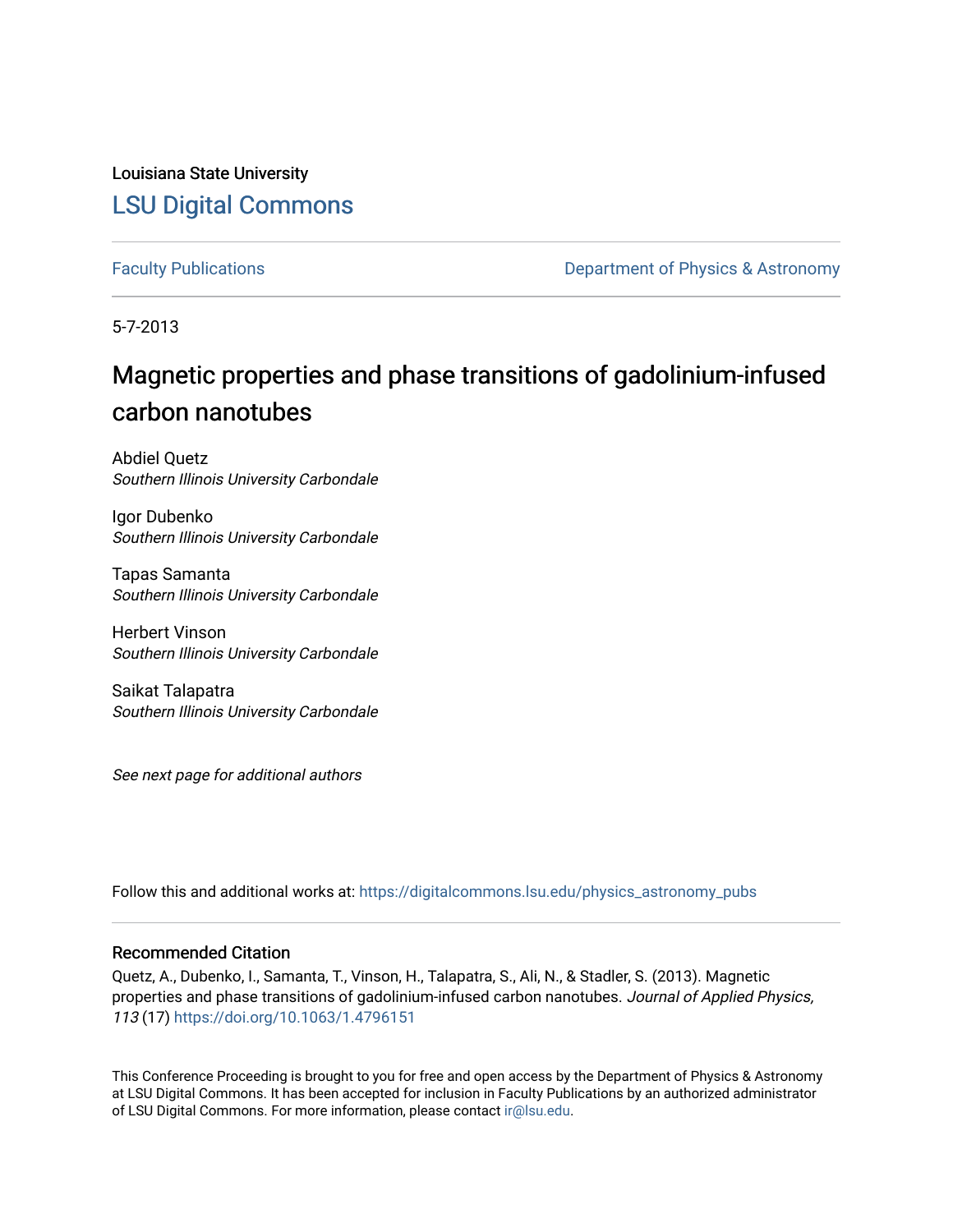Louisiana State University

[LSU Digital Commons](https://digitalcommons.lsu.edu)

Faculty Publications | Department of Physics & Astronomy

5-7-2013

# Magnetic properties and phase transitions of gadolinium-infused carbon nanotubes

Abdiel Quetz
*Southern Illinois University Carbondale*

Igor Dubenko
*Southern Illinois University Carbondale*

Tapas Samanta
*Southern Illinois University Carbondale*

Herbert Vinson
*Southern Illinois University Carbondale*

Saikat Talapatra
*Southern Illinois University Carbondale*

*See next page for additional authors*

Follow this and additional works at: https://digitalcommons.lsu.edu/physics_astronomy_pubs

## Recommended Citation

Quetz, A., Dubenko, I., Samanta, T., Vinson, H., Talapatra, S., Ali, N., & Stadler, S. (2013). Magnetic properties and phase transitions of gadolinium-infused carbon nanotubes. *Journal of Applied Physics, 113* (17) https://doi.org/10.1063/1.4796151

This Conference Proceeding is brought to you for free and open access by the Department of Physics & Astronomy at LSU Digital Commons. It has been accepted for inclusion in Faculty Publications by an authorized administrator of LSU Digital Commons. For more information, please contact ir@lsu.edu.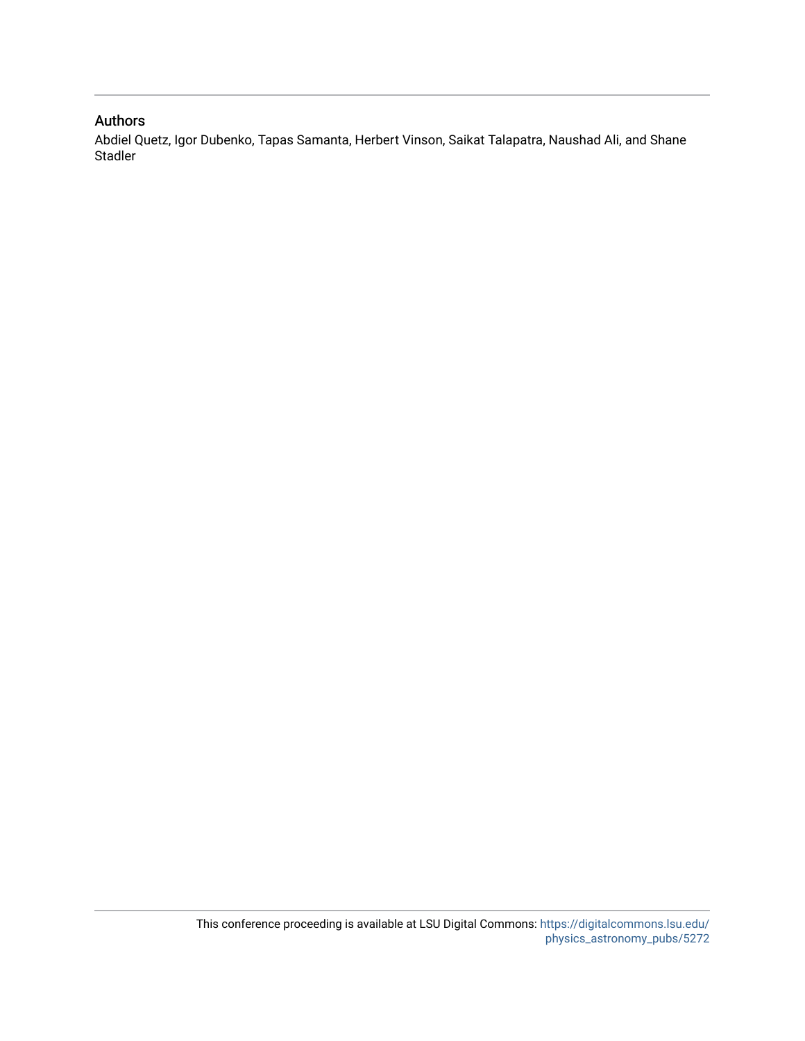### Authors

Abdiel Quetz, Igor Dubenko, Tapas Samanta, Herbert Vinson, Saikat Talapatra, Naushad Ali, and Shane Stadler

This conference proceeding is available at LSU Digital Commons: https://digitalcommons.lsu.edu/physics_astronomy_pubs/5272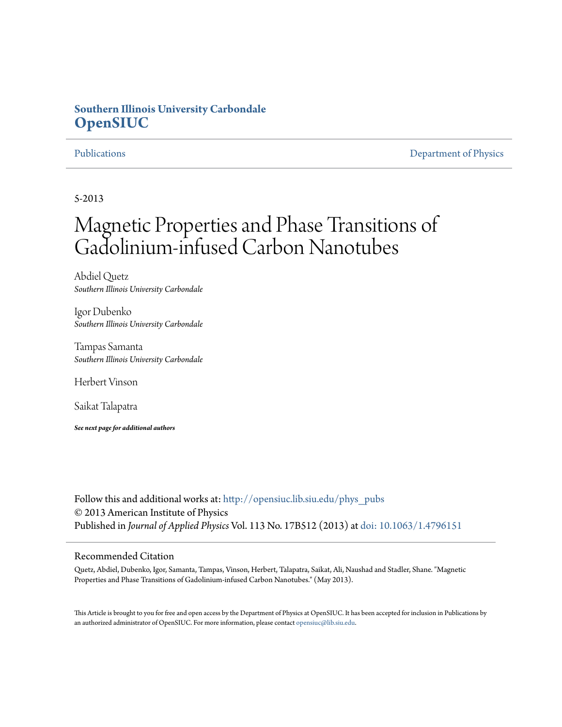# Southern Illinois University Carbondale
# OpenSIUC

Publications | Department of Physics

5-2013

# Magnetic Properties and Phase Transitions of Gadolinium-infused Carbon Nanotubes

Abdiel Quetz
*Southern Illinois University Carbondale*

Igor Dubenko
*Southern Illinois University Carbondale*

Tampas Samanta
*Southern Illinois University Carbondale*

Herbert Vinson

Saikat Talapatra

***See next page for additional authors***

Follow this and additional works at: http://opensiuc.lib.siu.edu/phys_pubs
© 2013 American Institute of Physics
Published in *Journal of Applied Physics* Vol. 113 No. 17B512 (2013) at doi: 10.1063/1.4796151

## Recommended Citation

Quetz, Abdiel, Dubenko, Igor, Samanta, Tampas, Vinson, Herbert, Talapatra, Saikat, Ali, Naushad and Stadler, Shane. "Magnetic Properties and Phase Transitions of Gadolinium-infused Carbon Nanotubes." (May 2013).

This Article is brought to you for free and open access by the Department of Physics at OpenSIUC. It has been accepted for inclusion in Publications by an authorized administrator of OpenSIUC. For more information, please contact opensiuc@lib.siu.edu.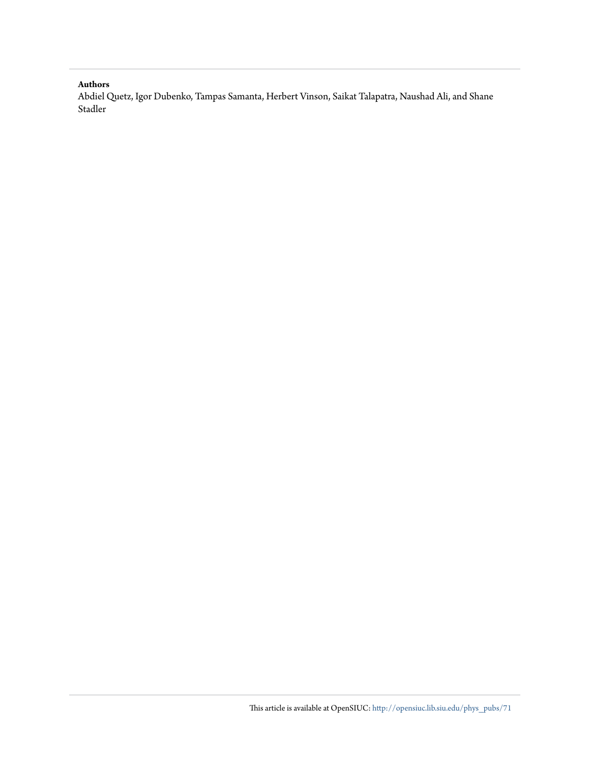**Authors**

Abdiel Quetz, Igor Dubenko, Tampas Samanta, Herbert Vinson, Saikat Talapatra, Naushad Ali, and Shane Stadler

This article is available at OpenSIUC: http://opensiuc.lib.siu.edu/phys_pubs/71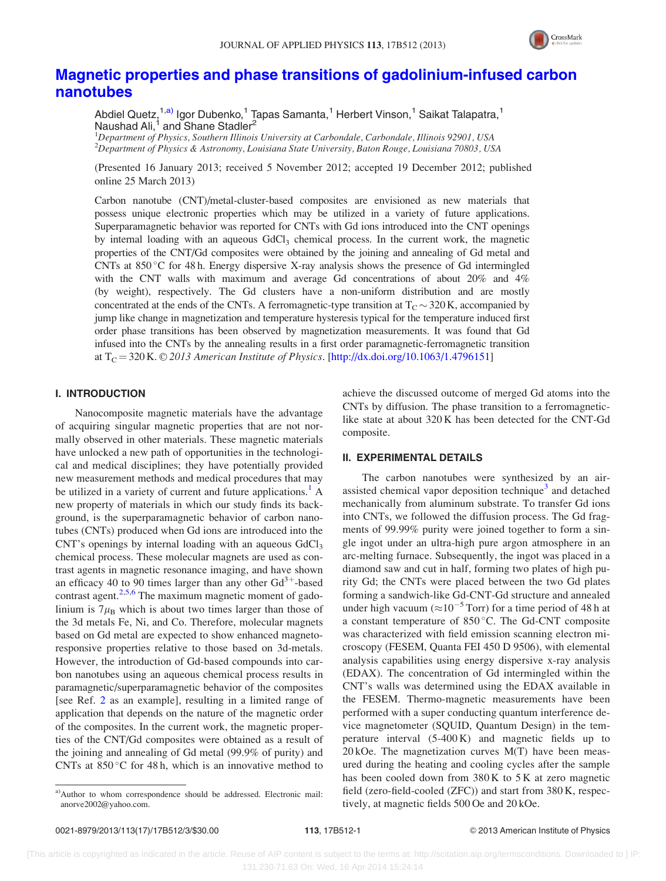# Magnetic properties and phase transitions of gadolinium-infused carbon nanotubes

Abdiel Quetz,[1,a)] Igor Dubenko,[1] Tapas Samanta,[1] Herbert Vinson,[1] Saikat Talapatra,[1] Naushad Ali,[1] and Shane Stadler[2]

[1]*Department of Physics, Southern Illinois University at Carbondale, Carbondale, Illinois 92901, USA*
[2]*Department of Physics & Astronomy, Louisiana State University, Baton Rouge, Louisiana 70803, USA*

(Presented 16 January 2013; received 5 November 2012; accepted 19 December 2012; published online 25 March 2013)

Carbon nanotube (CNT)/metal-cluster-based composites are envisioned as new materials that possess unique electronic properties which may be utilized in a variety of future applications. Superparamagnetic behavior was reported for CNTs with Gd ions introduced into the CNT openings by internal loading with an aqueous $GdCl_3$ chemical process. In the current work, the magnetic properties of the CNT/Gd composites were obtained by the joining and annealing of Gd metal and CNTs at 850 °C for 48 h. Energy dispersive X-ray analysis shows the presence of Gd intermingled with the CNT walls with maximum and average Gd concentrations of about 20% and 4% (by weight), respectively. The Gd clusters have a non-uniform distribution and are mostly concentrated at the ends of the CNTs. A ferromagnetic-type transition at $T_C \sim 320$ K, accompanied by jump like change in magnetization and temperature hysteresis typical for the temperature induced first order phase transitions has been observed by magnetization measurements. It was found that Gd infused into the CNTs by the annealing results in a first order paramagnetic-ferromagnetic transition at $T_C = 320$ K. © *2013 American Institute of Physics*. [http://dx.doi.org/10.1063/1.4796151]

## I. INTRODUCTION

Nanocomposite magnetic materials have the advantage of acquiring singular magnetic properties that are not normally observed in other materials. These magnetic materials have unlocked a new path of opportunities in the technological and medical disciplines; they have potentially provided new measurement methods and medical procedures that may be utilized in a variety of current and future applications.[1] A new property of materials in which our study finds its background, is the superparamagnetic behavior of carbon nanotubes (CNTs) produced when Gd ions are introduced into the CNT's openings by internal loading with an aqueous $GdCl_3$ chemical process. These molecular magnets are used as contrast agents in magnetic resonance imaging, and have shown an efficacy 40 to 90 times larger than any other $Gd^{3+}$-based contrast agent.[2,5,6] The maximum magnetic moment of gadolinium is $7\mu_B$ which is about two times larger than those of the 3d metals Fe, Ni, and Co. Therefore, molecular magnets based on Gd metal are expected to show enhanced magneto-responsive properties relative to those based on 3d-metals. However, the introduction of Gd-based compounds into carbon nanotubes using an aqueous chemical process results in paramagnetic/superparamagnetic behavior of the composites [see Ref. 2 as an example], resulting in a limited range of application that depends on the nature of the magnetic order of the composites. In the current work, the magnetic properties of the CNT/Gd composites were obtained as a result of the joining and annealing of Gd metal (99.9% of purity) and CNTs at 850 °C for 48 h, which is an innovative method to achieve the discussed outcome of merged Gd atoms into the CNTs by diffusion. The phase transition to a ferromagnetic-like state at about 320 K has been detected for the CNT-Gd composite.

## II. EXPERIMENTAL DETAILS

The carbon nanotubes were synthesized by an air-assisted chemical vapor deposition technique[3] and detached mechanically from aluminum substrate. To transfer Gd ions into CNTs, we followed the diffusion process. The Gd fragments of 99.99% purity were joined together to form a single ingot under an ultra-high pure argon atmosphere in an arc-melting furnace. Subsequently, the ingot was placed in a diamond saw and cut in half, forming two plates of high purity Gd; the CNTs were placed between the two Gd plates forming a sandwich-like Gd-CNT-Gd structure and annealed under high vacuum ($\approx 10^{-5}$ Torr) for a time period of 48 h at a constant temperature of 850 °C. The Gd-CNT composite was characterized with field emission scanning electron microscopy (FESEM, Quanta FEI 450 D 9506), with elemental analysis capabilities using energy dispersive x-ray analysis (EDAX). The concentration of Gd intermingled within the CNT's walls was determined using the EDAX available in the FESEM. Thermo-magnetic measurements have been performed with a super conducting quantum interference device magnetometer (SQUID, Quantum Design) in the temperature interval (5-400 K) and magnetic fields up to 20 kOe. The magnetization curves M(T) have been measured during the heating and cooling cycles after the sample has been cooled down from 380 K to 5 K at zero magnetic field (zero-field-cooled (ZFC)) and start from 380 K, respectively, at magnetic fields 500 Oe and 20 kOe.

[a)] Author to whom correspondence should be addressed. Electronic mail: anorve2002@yahoo.com.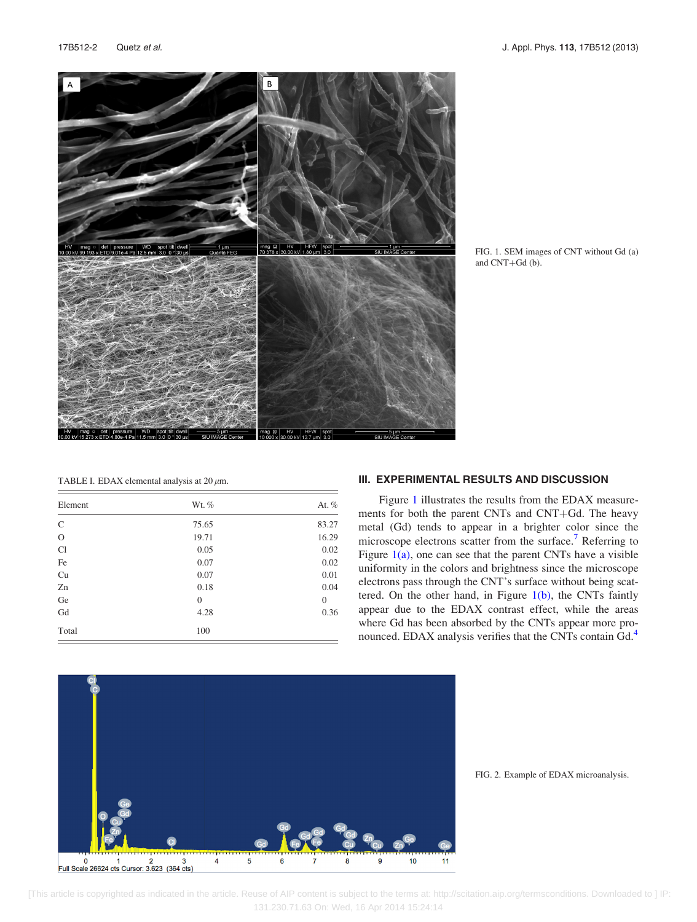FIG. 1. SEM images of CNT without Gd (a) and CNT+Gd (b).

TABLE I. EDAX elemental analysis at 20 $\mu$m.

| Element | Wt. % | At. % |
|---|---|---|
| C | 75.65 | 83.27 |
| O | 19.71 | 16.29 |
| Cl | 0.05 | 0.02 |
| Fe | 0.07 | 0.02 |
| Cu | 0.07 | 0.01 |
| Zn | 0.18 | 0.04 |
| Ge | 0 | 0 |
| Gd | 4.28 | 0.36 |
| Total | 100 | |

## III. EXPERIMENTAL RESULTS AND DISCUSSION

Figure 1 illustrates the results from the EDAX measurements for both the parent CNTs and CNT+Gd. The heavy metal (Gd) tends to appear in a brighter color since the microscope electrons scatter from the surface.[7] Referring to Figure 1(a), one can see that the parent CNTs have a visible uniformity in the colors and brightness since the microscope electrons pass through the CNT's surface without being scattered. On the other hand, in Figure 1(b), the CNTs faintly appear due to the EDAX contrast effect, while the areas where Gd has been absorbed by the CNTs appear more pronounced. EDAX analysis verifies that the CNTs contain Gd.[4]

FIG. 2. Example of EDAX microanalysis.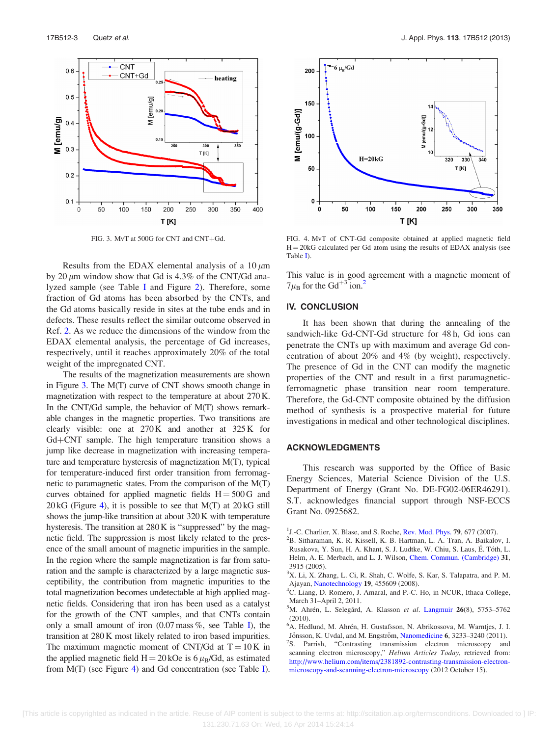M [emu/g]

0.6
0.5
0.4
0.3
0.2
0.1

0 50 100 150 200 250 300 350 400

T [K]

CNT
CNT+Gd

heating

M [emu/g]

0.25
0.20
0.15

250 300 350

T [K]

FIG. 3. MvT at 500G for CNT and CNT+Gd.

M [emu/(g-Gd)]

200
150
100
50
0

0 50 100 150 200 250 300 350

T [K]

6 $\mu_B$/Gd

H=20kG

M [emu/(g-Gd)]

14
12
10

320 330 340

T [K]

FIG. 4. MvT of CNT-Gd composite obtained at applied magnetic field H = 20kG calculated per Gd atom using the results of EDAX analysis (see Table I).

Results from the EDAX elemental analysis of a 10 $\mu$m by 20 $\mu$m window show that Gd is 4.3% of the CNT/Gd analyzed sample (see Table I and Figure 2). Therefore, some fraction of Gd atoms has been absorbed by the CNTs, and the Gd atoms basically reside in sites at the tube ends and in defects. These results reflect the similar outcome observed in Ref. 2. As we reduce the dimensions of the window from the EDAX elemental analysis, the percentage of Gd increases, respectively, until it reaches approximately 20% of the total weight of the impregnated CNT.

The results of the magnetization measurements are shown in Figure 3. The M(T) curve of CNT shows smooth change in magnetization with respect to the temperature at about 270 K. In the CNT/Gd sample, the behavior of M(T) shows remarkable changes in the magnetic properties. Two transitions are clearly visible: one at 270 K and another at 325 K for Gd+CNT sample. The high temperature transition shows a jump like decrease in magnetization with increasing temperature and temperature hysteresis of magnetization M(T), typical for temperature-induced first order transition from ferromagnetic to paramagnetic states. From the comparison of the M(T) curves obtained for applied magnetic fields H = 500 G and 20 kG (Figure 4), it is possible to see that M(T) at 20 kG still shows the jump-like transition at about 320 K with temperature hysteresis. The transition at 280 K is "suppressed" by the magnetic field. The suppression is most likely related to the presence of the small amount of magnetic impurities in the sample. In the region where the sample magnetization is far from saturation and the sample is characterized by a large magnetic susceptibility, the contribution from magnetic impurities to the total magnetization becomes undetectable at high applied magnetic fields. Considering that iron has been used as a catalyst for the growth of the CNT samples, and that CNTs contain only a small amount of iron (0.07 mass %, see Table I), the transition at 280 K most likely related to iron based impurities. The maximum magnetic moment of CNT/Gd at T = 10 K in the applied magnetic field H = 20 kOe is 6 $\mu_B$/Gd, as estimated from M(T) (see Figure 4) and Gd concentration (see Table I). This value is in good agreement with a magnetic moment of 7$\mu_B$ for the $Gd^{+3}$ ion.[2]

## IV. CONCLUSION

It has been shown that during the annealing of the sandwich-like Gd-CNT-Gd structure for 48 h, Gd ions can penetrate the CNTs up with maximum and average Gd concentration of about 20% and 4% (by weight), respectively. The presence of Gd in the CNT can modify the magnetic properties of the CNT and result in a first paramagnetic-ferromagnetic phase transition near room temperature. Therefore, the Gd-CNT composite obtained by the diffusion method of synthesis is a prospective material for future investigations in medical and other technological disciplines.

## ACKNOWLEDGMENTS

This research was supported by the Office of Basic Energy Sciences, Material Science Division of the U.S. Department of Energy (Grant No. DE-FG02-06ER46291). S.T. acknowledges financial support through NSF-ECCS Grant No. 0925682.

[1] J.-C. Charlier, X. Blase, and S. Roche, Rev. Mod. Phys. **79**, 677 (2007).

[2] B. Sitharaman, K. R. Kissell, K. B. Hartman, L. A. Tran, A. Baikalov, I. Rusakova, Y. Sun, H. A. Khant, S. J. Ludtke, W. Chiu, S. Laus, É. Tóth, L. Helm, A. E. Merbach, and L. J. Wilson, Chem. Commun. (Cambridge) **31**, 3915 (2005).

[3] X. Li, X. Zhang, L. Ci, R. Shah, C. Wolfe, S. Kar, S. Talapatra, and P. M. Ajayan, Nanotechnology **19**, 455609 (2008).

[4] C. Liang, D. Romero, J. Amaral, and P.-C. Ho, in NCUR, Ithaca College, March 31–April 2, 2011.

[5] M. Ahrén, L. Selegård, A. Klasson *et al.* Langmuir **26**(8), 5753–5762 (2010).

[6] A. Hedlund, M. Ahrén, H. Gustafsson, N. Abrikossova, M. Warntjes, J. I. Jönsson, K. Uvdal, and M. Engström, Nanomedicine **6**, 3233–3240 (2011).

[7] S. Parrish, "Contrasting transmission electron microscopy and scanning electron microscopy," *Helium Articles Today*, retrieved from: http://www.helium.com/items/2381892-contrasting-transmission-electron-microscopy-and-scanning-electron-microscopy (2012 October 15).